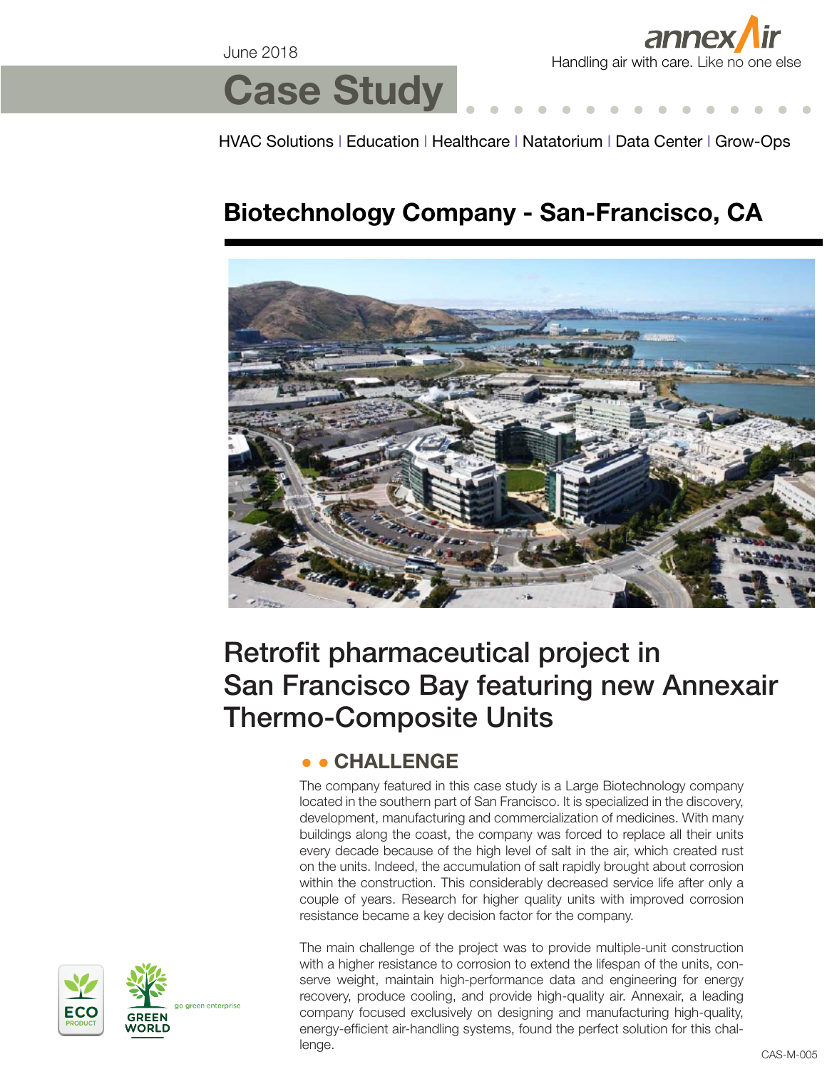June 2018

annexAir
Handling air with care. Like no one else

# Case Study

HVAC Solutions | Education | Healthcare | Natatorium | Data Center | Grow-Ops

## Biotechnology Company - San-Francisco, CA

## Retrofit pharmaceutical project in San Francisco Bay featuring new Annexair Thermo-Composite Units

### CHALLENGE

The company featured in this case study is a Large Biotechnology company located in the southern part of San Francisco. It is specialized in the discovery, development, manufacturing and commercialization of medicines. With many buildings along the coast, the company was forced to replace all their units every decade because of the high level of salt in the air, which created rust on the units. Indeed, the accumulation of salt rapidly brought about corrosion within the construction. This considerably decreased service life after only a couple of years. Research for higher quality units with improved corrosion resistance became a key decision factor for the company.

The main challenge of the project was to provide multiple-unit construction with a higher resistance to corrosion to extend the lifespan of the units, conserve weight, maintain high-performance data and engineering for energy recovery, produce cooling, and provide high-quality air. Annexair, a leading company focused exclusively on designing and manufacturing high-quality, energy-efficient air-handling systems, found the perfect solution for this challenge.

ECO PRODUCT

GREEN WORLD go green enterprise

CAS-M-005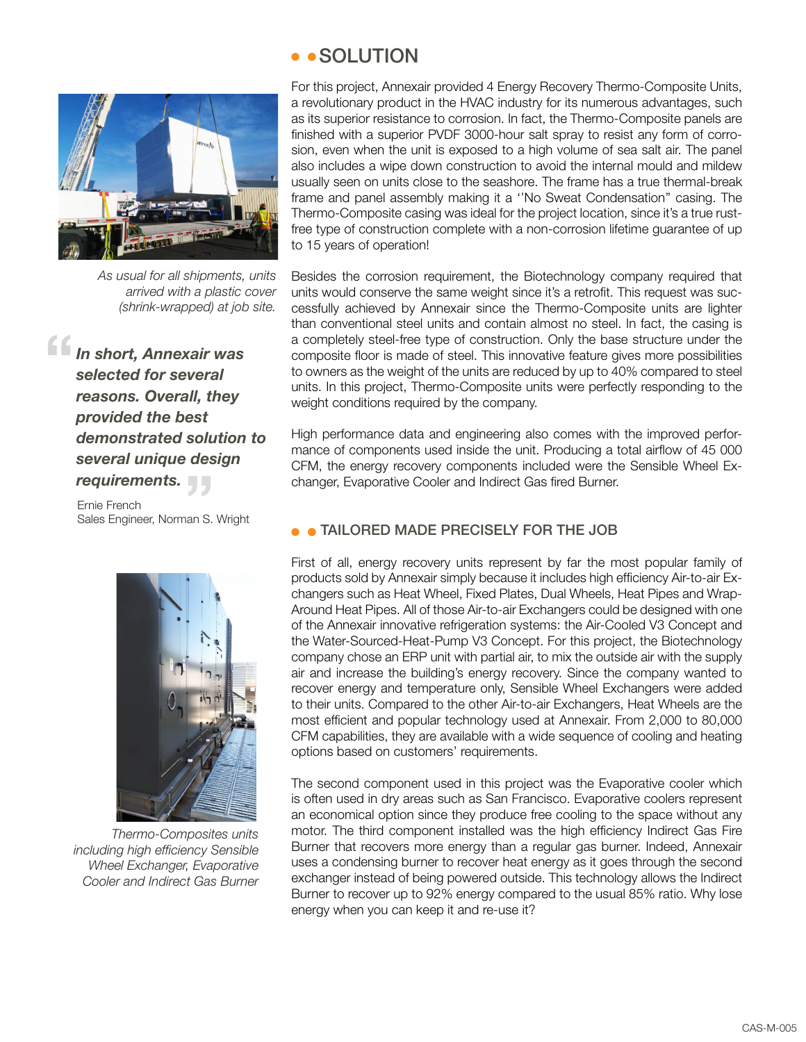## SOLUTION

For this project, Annexair provided 4 Energy Recovery Thermo-Composite Units, a revolutionary product in the HVAC industry for its numerous advantages, such as its superior resistance to corrosion. In fact, the Thermo-Composite panels are finished with a superior PVDF 3000-hour salt spray to resist any form of corrosion, even when the unit is exposed to a high volume of sea salt air. The panel also includes a wipe down construction to avoid the internal mould and mildew usually seen on units close to the seashore. The frame has a true thermal-break frame and panel assembly making it a ''No Sweat Condensation" casing. The Thermo-Composite casing was ideal for the project location, since it's a true rust-free type of construction complete with a non-corrosion lifetime guarantee of up to 15 years of operation!

Besides the corrosion requirement, the Biotechnology company required that units would conserve the same weight since it's a retrofit. This request was successfully achieved by Annexair since the Thermo-Composite units are lighter than conventional steel units and contain almost no steel. In fact, the casing is a completely steel-free type of construction. Only the base structure under the composite floor is made of steel. This innovative feature gives more possibilities to owners as the weight of the units are reduced by up to 40% compared to steel units. In this project, Thermo-Composite units were perfectly responding to the weight conditions required by the company.

High performance data and engineering also comes with the improved performance of components used inside the unit. Producing a total airflow of 45 000 CFM, the energy recovery components included were the Sensible Wheel Exchanger, Evaporative Cooler and Indirect Gas fired Burner.

*As usual for all shipments, units arrived with a plastic cover (shrink-wrapped) at job site.*

> ***In short, Annexair was selected for several reasons. Overall, they provided the best demonstrated solution to several unique design requirements.***
>
> Ernie French
> Sales Engineer, Norman S. Wright

## TAILORED MADE PRECISELY FOR THE JOB

First of all, energy recovery units represent by far the most popular family of products sold by Annexair simply because it includes high efficiency Air-to-air Exchangers such as Heat Wheel, Fixed Plates, Dual Wheels, Heat Pipes and Wrap-Around Heat Pipes. All of those Air-to-air Exchangers could be designed with one of the Annexair innovative refrigeration systems: the Air-Cooled V3 Concept and the Water-Sourced-Heat-Pump V3 Concept. For this project, the Biotechnology company chose an ERP unit with partial air, to mix the outside air with the supply air and increase the building's energy recovery. Since the company wanted to recover energy and temperature only, Sensible Wheel Exchangers were added to their units. Compared to the other Air-to-air Exchangers, Heat Wheels are the most efficient and popular technology used at Annexair. From 2,000 to 80,000 CFM capabilities, they are available with a wide sequence of cooling and heating options based on customers' requirements.

The second component used in this project was the Evaporative cooler which is often used in dry areas such as San Francisco. Evaporative coolers represent an economical option since they produce free cooling to the space without any motor. The third component installed was the high efficiency Indirect Gas Fire Burner that recovers more energy than a regular gas burner. Indeed, Annexair uses a condensing burner to recover heat energy as it goes through the second exchanger instead of being powered outside. This technology allows the Indirect Burner to recover up to 92% energy compared to the usual 85% ratio. Why lose energy when you can keep it and re-use it?

*Thermo-Composites units including high efficiency Sensible Wheel Exchanger, Evaporative Cooler and Indirect Gas Burner*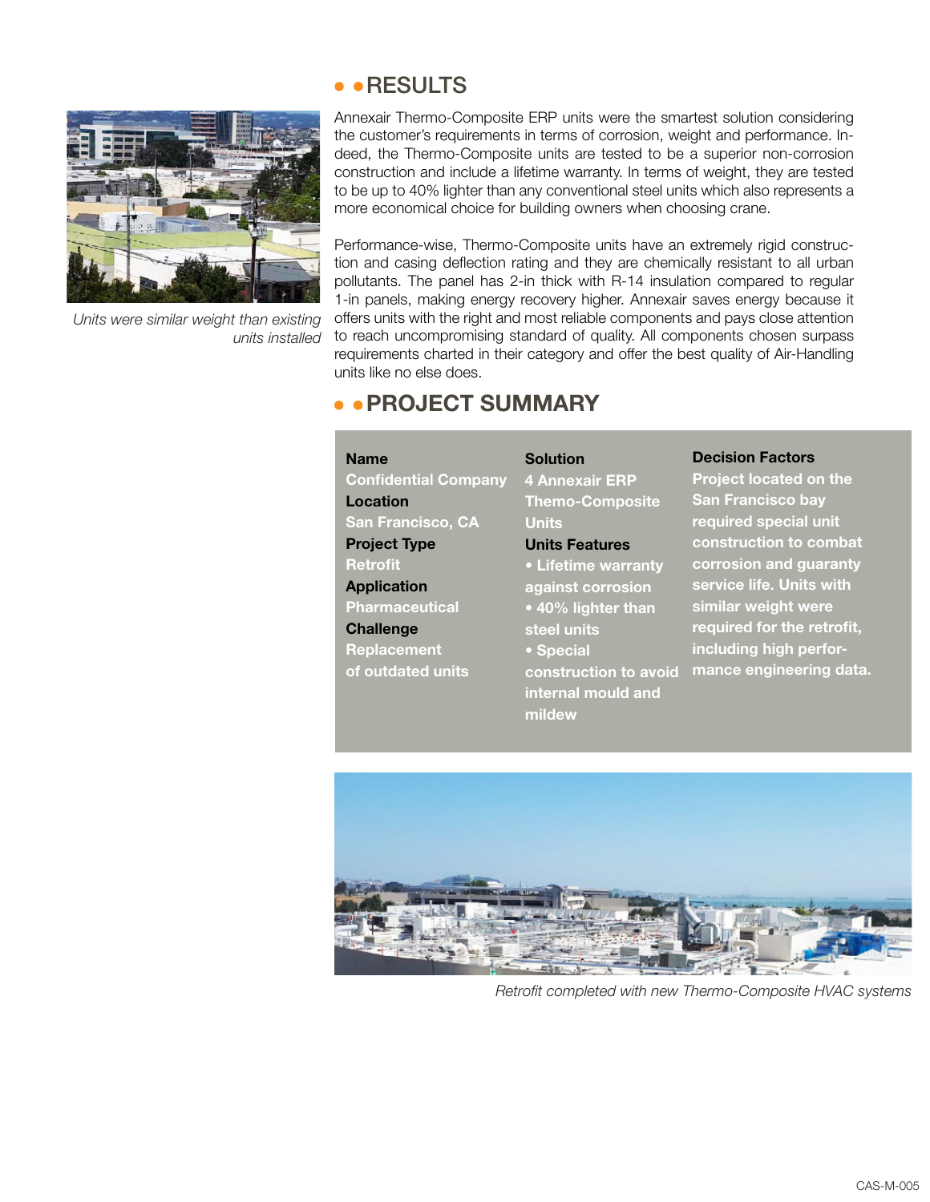Units were similar weight than existing units installed

## RESULTS

Annexair Thermo-Composite ERP units were the smartest solution considering the customer's requirements in terms of corrosion, weight and performance. Indeed, the Thermo-Composite units are tested to be a superior non-corrosion construction and include a lifetime warranty. In terms of weight, they are tested to be up to 40% lighter than any conventional steel units which also represents a more economical choice for building owners when choosing crane.

Performance-wise, Thermo-Composite units have an extremely rigid construction and casing deflection rating and they are chemically resistant to all urban pollutants. The panel has 2-in thick with R-14 insulation compared to regular 1-in panels, making energy recovery higher. Annexair saves energy because it offers units with the right and most reliable components and pays close attention to reach uncompromising standard of quality. All components chosen surpass requirements charted in their category and offer the best quality of Air-Handling units like no else does.

## PROJECT SUMMARY

**Name**
Confidential Company

**Location**
San Francisco, CA

**Project Type**
Retrofit

**Application**
Pharmaceutical

**Challenge**
Replacement of outdated units

**Solution**
4 Annexair ERP Themo-Composite Units

**Units Features**
- Lifetime warranty against corrosion
- 40% lighter than steel units
- Special construction to avoid internal mould and mildew

**Decision Factors**
Project located on the San Francisco bay required special unit construction to combat corrosion and guaranty service life. Units with similar weight were required for the retrofit, including high performance engineering data.

Retrofit completed with new Thermo-Composite HVAC systems

CAS-M-005